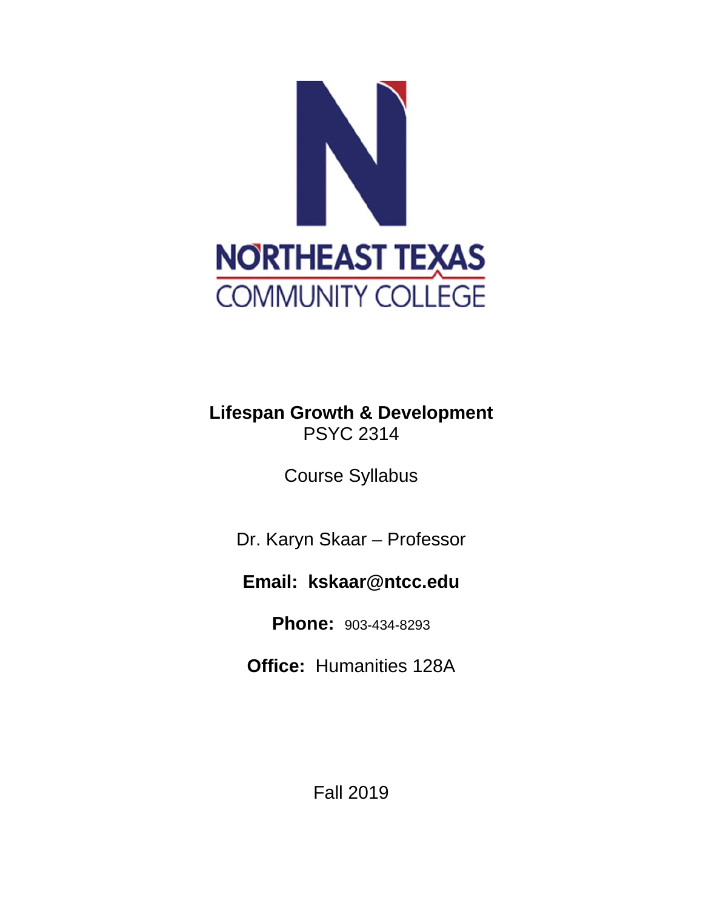NORTHEAST TEXAS
COMMUNITY COLLEGE

**Lifespan Growth & Development**
PSYC 2314

Course Syllabus

Dr. Karyn Skaar – Professor

**Email: kskaar@ntcc.edu**

**Phone:** 903-434-8293

**Office:** Humanities 128A

Fall 2019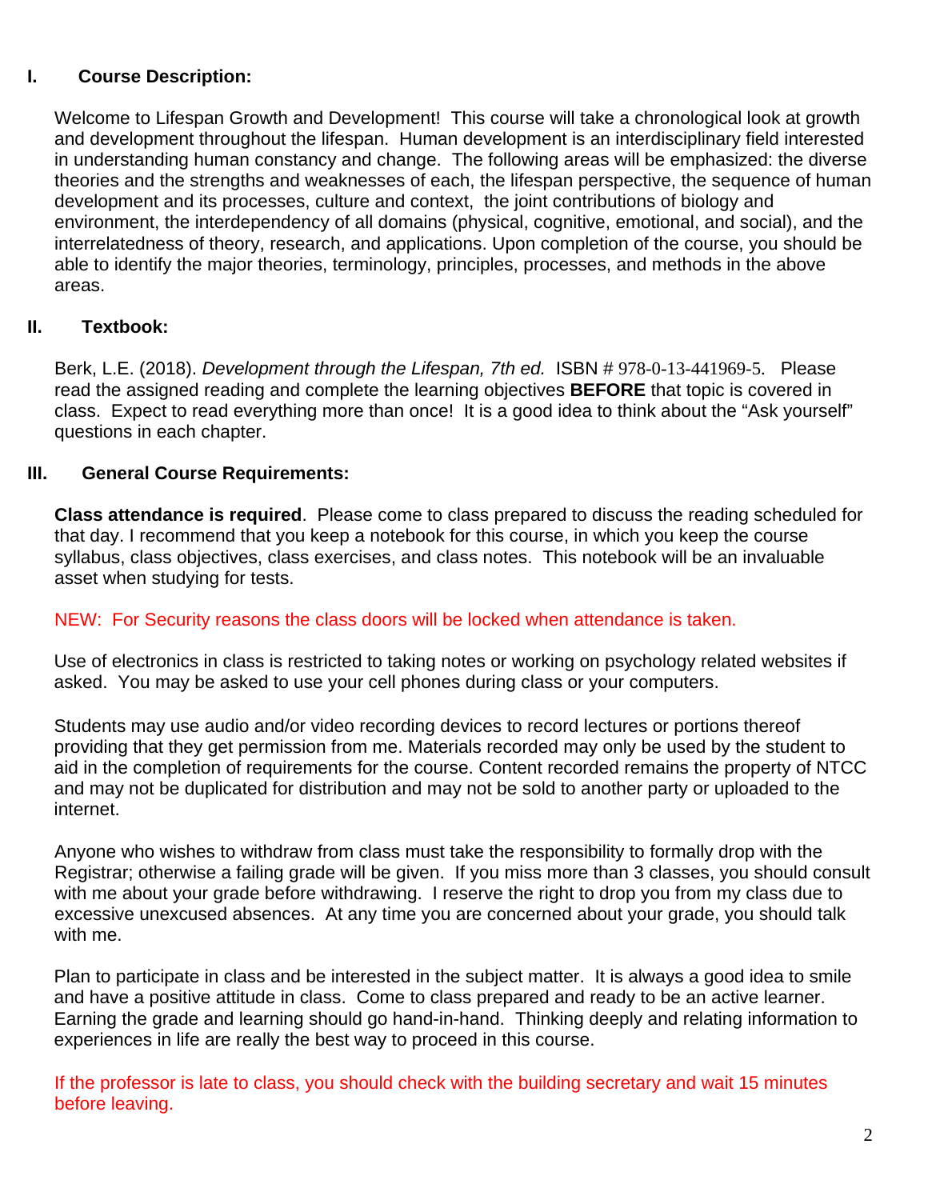## I. Course Description:

Welcome to Lifespan Growth and Development! This course will take a chronological look at growth and development throughout the lifespan. Human development is an interdisciplinary field interested in understanding human constancy and change. The following areas will be emphasized: the diverse theories and the strengths and weaknesses of each, the lifespan perspective, the sequence of human development and its processes, culture and context, the joint contributions of biology and environment, the interdependency of all domains (physical, cognitive, emotional, and social), and the interrelatedness of theory, research, and applications. Upon completion of the course, you should be able to identify the major theories, terminology, principles, processes, and methods in the above areas.

## II. Textbook:

Berk, L.E. (2018). *Development through the Lifespan, 7th ed.* ISBN # 978-0-13-441969-5. Please read the assigned reading and complete the learning objectives **BEFORE** that topic is covered in class. Expect to read everything more than once! It is a good idea to think about the "Ask yourself" questions in each chapter.

## III. General Course Requirements:

**Class attendance is required**. Please come to class prepared to discuss the reading scheduled for that day. I recommend that you keep a notebook for this course, in which you keep the course syllabus, class objectives, class exercises, and class notes. This notebook will be an invaluable asset when studying for tests.

NEW: For Security reasons the class doors will be locked when attendance is taken.

Use of electronics in class is restricted to taking notes or working on psychology related websites if asked. You may be asked to use your cell phones during class or your computers.

Students may use audio and/or video recording devices to record lectures or portions thereof providing that they get permission from me. Materials recorded may only be used by the student to aid in the completion of requirements for the course. Content recorded remains the property of NTCC and may not be duplicated for distribution and may not be sold to another party or uploaded to the internet.

Anyone who wishes to withdraw from class must take the responsibility to formally drop with the Registrar; otherwise a failing grade will be given. If you miss more than 3 classes, you should consult with me about your grade before withdrawing. I reserve the right to drop you from my class due to excessive unexcused absences. At any time you are concerned about your grade, you should talk with me.

Plan to participate in class and be interested in the subject matter. It is always a good idea to smile and have a positive attitude in class. Come to class prepared and ready to be an active learner. Earning the grade and learning should go hand-in-hand. Thinking deeply and relating information to experiences in life are really the best way to proceed in this course.

If the professor is late to class, you should check with the building secretary and wait 15 minutes before leaving.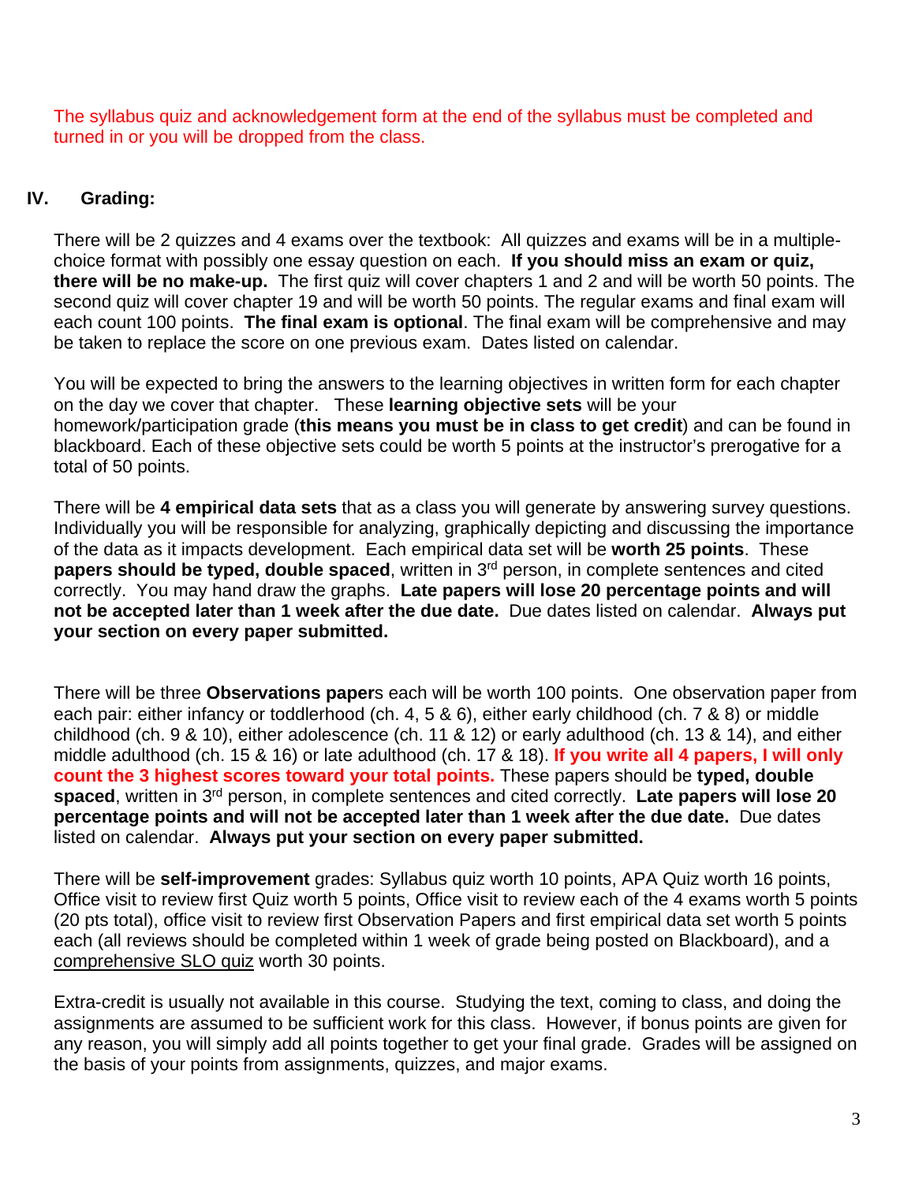The syllabus quiz and acknowledgement form at the end of the syllabus must be completed and turned in or you will be dropped from the class.

## IV. Grading:

There will be 2 quizzes and 4 exams over the textbook: All quizzes and exams will be in a multiple-choice format with possibly one essay question on each. **If you should miss an exam or quiz, there will be no make-up.** The first quiz will cover chapters 1 and 2 and will be worth 50 points. The second quiz will cover chapter 19 and will be worth 50 points. The regular exams and final exam will each count 100 points. **The final exam is optional**. The final exam will be comprehensive and may be taken to replace the score on one previous exam. Dates listed on calendar.

You will be expected to bring the answers to the learning objectives in written form for each chapter on the day we cover that chapter. These **learning objective sets** will be your homework/participation grade (**this means you must be in class to get credit**) and can be found in blackboard. Each of these objective sets could be worth 5 points at the instructor's prerogative for a total of 50 points.

There will be **4 empirical data sets** that as a class you will generate by answering survey questions. Individually you will be responsible for analyzing, graphically depicting and discussing the importance of the data as it impacts development. Each empirical data set will be **worth 25 points**. These **papers should be typed, double spaced**, written in 3rd person, in complete sentences and cited correctly. You may hand draw the graphs. **Late papers will lose 20 percentage points and will not be accepted later than 1 week after the due date.** Due dates listed on calendar. **Always put your section on every paper submitted.**

There will be three **Observations paper**s each will be worth 100 points. One observation paper from each pair: either infancy or toddlerhood (ch. 4, 5 & 6), either early childhood (ch. 7 & 8) or middle childhood (ch. 9 & 10), either adolescence (ch. 11 & 12) or early adulthood (ch. 13 & 14), and either middle adulthood (ch. 15 & 16) or late adulthood (ch. 17 & 18). **If you write all 4 papers, I will only count the 3 highest scores toward your total points.** These papers should be **typed, double spaced**, written in 3rd person, in complete sentences and cited correctly. **Late papers will lose 20 percentage points and will not be accepted later than 1 week after the due date.** Due dates listed on calendar. **Always put your section on every paper submitted.**

There will be **self-improvement** grades: Syllabus quiz worth 10 points, APA Quiz worth 16 points, Office visit to review first Quiz worth 5 points, Office visit to review each of the 4 exams worth 5 points (20 pts total), office visit to review first Observation Papers and first empirical data set worth 5 points each (all reviews should be completed within 1 week of grade being posted on Blackboard), and a comprehensive SLO quiz worth 30 points.

Extra-credit is usually not available in this course. Studying the text, coming to class, and doing the assignments are assumed to be sufficient work for this class. However, if bonus points are given for any reason, you will simply add all points together to get your final grade. Grades will be assigned on the basis of your points from assignments, quizzes, and major exams.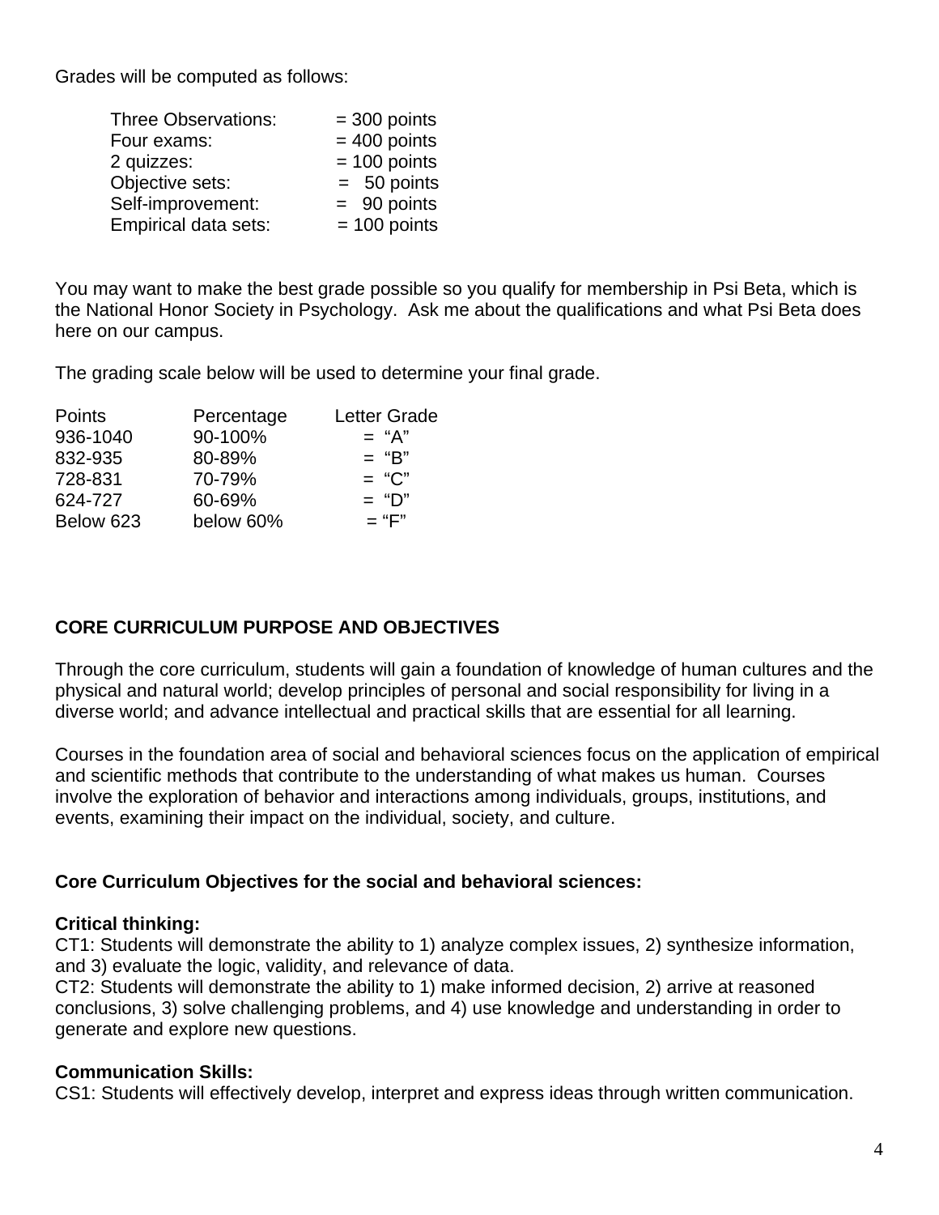Grades will be computed as follows:

| | |
|---|---|
| Three Observations: | = 300 points |
| Four exams: | = 400 points |
| 2 quizzes: | = 100 points |
| Objective sets: | = 50 points |
| Self-improvement: | = 90 points |
| Empirical data sets: | = 100 points |

You may want to make the best grade possible so you qualify for membership in Psi Beta, which is the National Honor Society in Psychology. Ask me about the qualifications and what Psi Beta does here on our campus.

The grading scale below will be used to determine your final grade.

| Points | Percentage | Letter Grade |
|---|---|---|
| 936-1040 | 90-100% | = "A" |
| 832-935 | 80-89% | = "B" |
| 728-831 | 70-79% | = "C" |
| 624-727 | 60-69% | = "D" |
| Below 623 | below 60% | = "F" |

## CORE CURRICULUM PURPOSE AND OBJECTIVES

Through the core curriculum, students will gain a foundation of knowledge of human cultures and the physical and natural world; develop principles of personal and social responsibility for living in a diverse world; and advance intellectual and practical skills that are essential for all learning.

Courses in the foundation area of social and behavioral sciences focus on the application of empirical and scientific methods that contribute to the understanding of what makes us human. Courses involve the exploration of behavior and interactions among individuals, groups, institutions, and events, examining their impact on the individual, society, and culture.

### Core Curriculum Objectives for the social and behavioral sciences:

**Critical thinking:**
CT1: Students will demonstrate the ability to 1) analyze complex issues, 2) synthesize information, and 3) evaluate the logic, validity, and relevance of data.
CT2: Students will demonstrate the ability to 1) make informed decision, 2) arrive at reasoned conclusions, 3) solve challenging problems, and 4) use knowledge and understanding in order to generate and explore new questions.

**Communication Skills:**
CS1: Students will effectively develop, interpret and express ideas through written communication.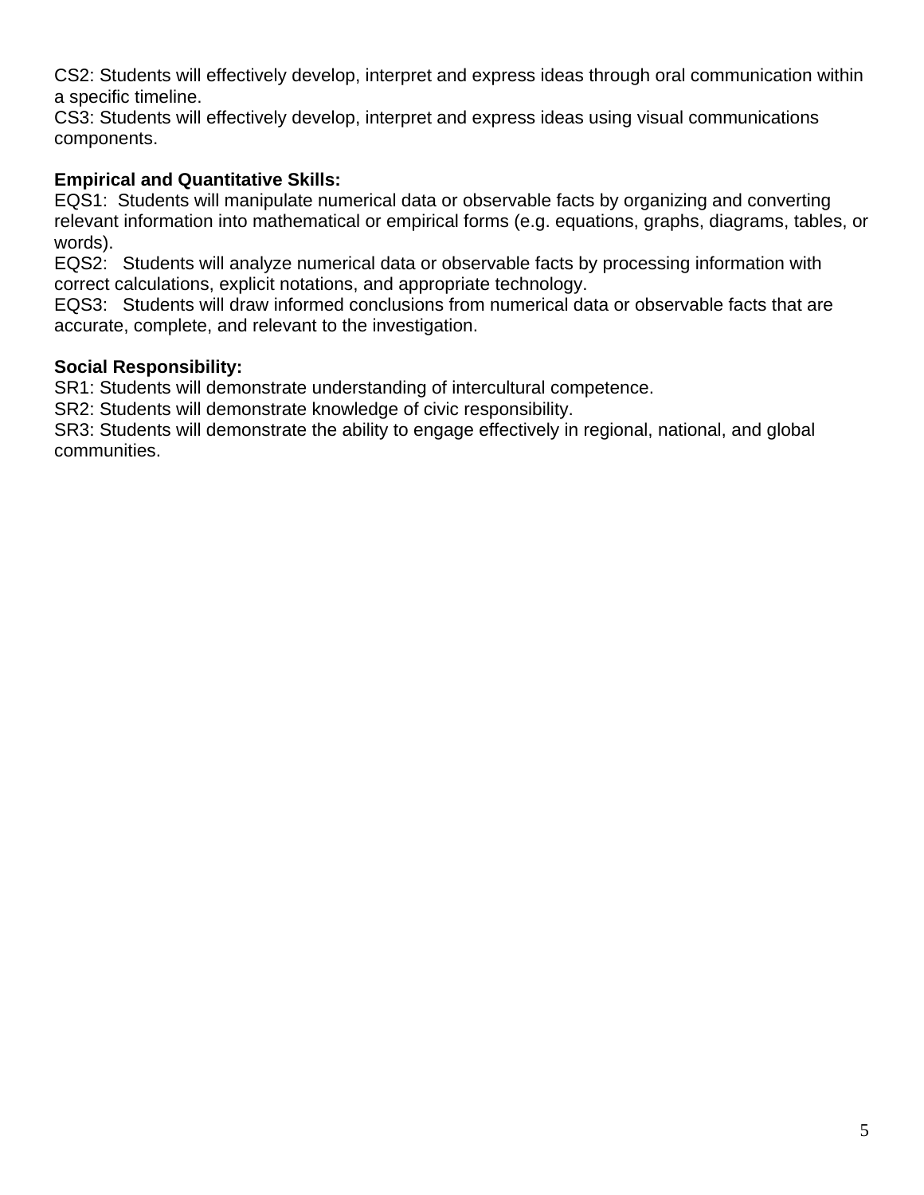CS2: Students will effectively develop, interpret and express ideas through oral communication within a specific timeline.
CS3: Students will effectively develop, interpret and express ideas using visual communications components.

**Empirical and Quantitative Skills:**
EQS1: Students will manipulate numerical data or observable facts by organizing and converting relevant information into mathematical or empirical forms (e.g. equations, graphs, diagrams, tables, or words).
EQS2: Students will analyze numerical data or observable facts by processing information with correct calculations, explicit notations, and appropriate technology.
EQS3: Students will draw informed conclusions from numerical data or observable facts that are accurate, complete, and relevant to the investigation.

**Social Responsibility:**
SR1: Students will demonstrate understanding of intercultural competence.
SR2: Students will demonstrate knowledge of civic responsibility.
SR3: Students will demonstrate the ability to engage effectively in regional, national, and global communities.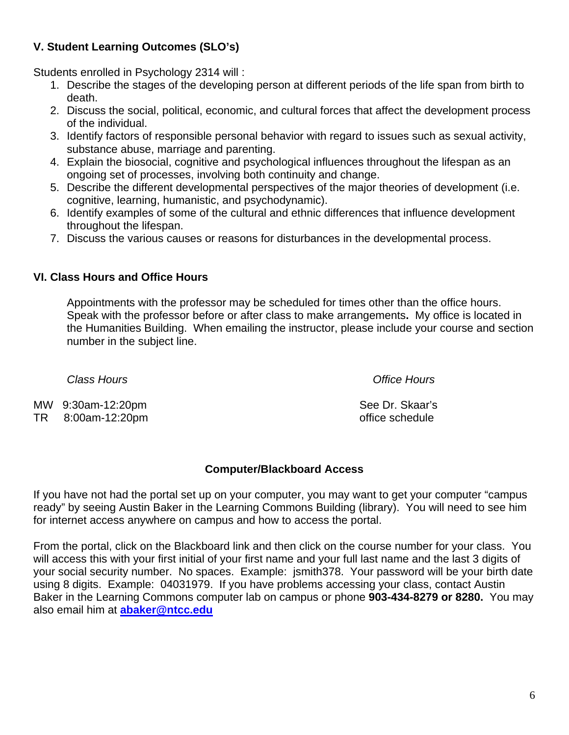### V. Student Learning Outcomes (SLO's)

Students enrolled in Psychology 2314 will :

1. Describe the stages of the developing person at different periods of the life span from birth to death.
2. Discuss the social, political, economic, and cultural forces that affect the development process of the individual.
3. Identify factors of responsible personal behavior with regard to issues such as sexual activity, substance abuse, marriage and parenting.
4. Explain the biosocial, cognitive and psychological influences throughout the lifespan as an ongoing set of processes, involving both continuity and change.
5. Describe the different developmental perspectives of the major theories of development (i.e. cognitive, learning, humanistic, and psychodynamic).
6. Identify examples of some of the cultural and ethnic differences that influence development throughout the lifespan.
7. Discuss the various causes or reasons for disturbances in the developmental process.

### VI. Class Hours and Office Hours

Appointments with the professor may be scheduled for times other than the office hours. Speak with the professor before or after class to make arrangements**.** My office is located in the Humanities Building. When emailing the instructor, please include your course and section number in the subject line.

| *Class Hours* | *Office Hours* |
|---|---|
| MW 9:30am-12:20pm<br>TR 8:00am-12:20pm | See Dr. Skaar's office schedule |

**Computer/Blackboard Access**

If you have not had the portal set up on your computer, you may want to get your computer "campus ready" by seeing Austin Baker in the Learning Commons Building (library). You will need to see him for internet access anywhere on campus and how to access the portal.

From the portal, click on the Blackboard link and then click on the course number for your class. You will access this with your first initial of your first name and your full last name and the last 3 digits of your social security number. No spaces. Example: jsmith378. Your password will be your birth date using 8 digits. Example: 04031979. If you have problems accessing your class, contact Austin Baker in the Learning Commons computer lab on campus or phone **903-434-8279 or 8280.** You may also email him at **abaker@ntcc.edu**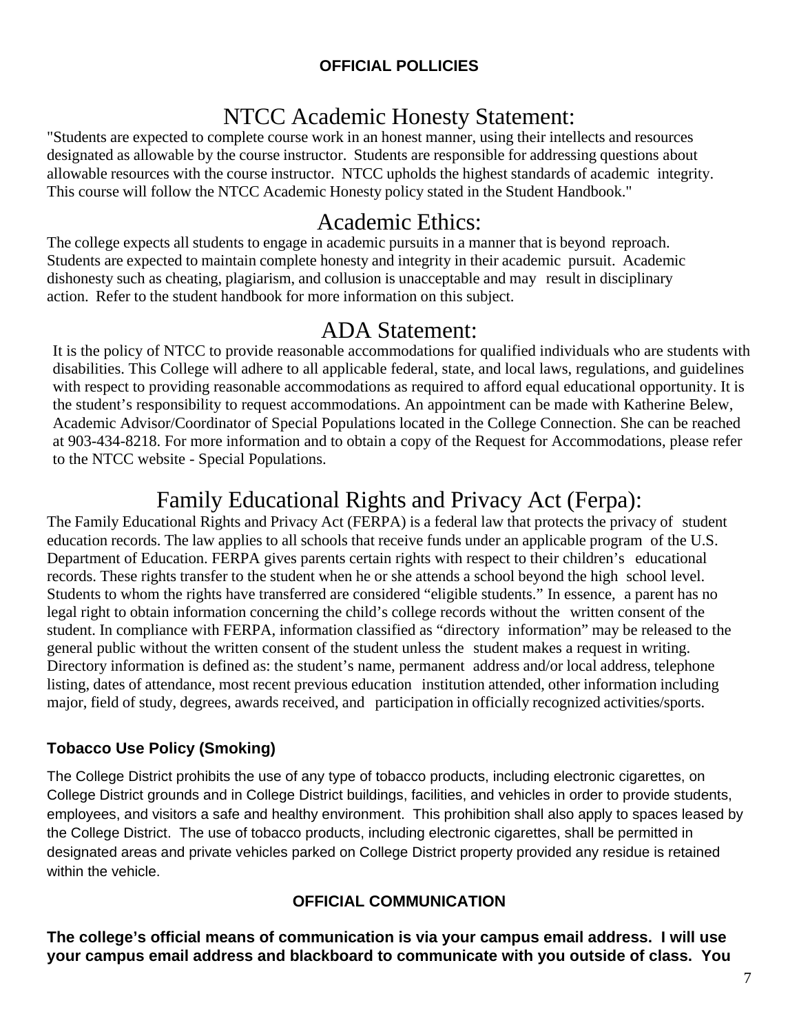**OFFICIAL POLLICIES**

# NTCC Academic Honesty Statement:

"Students are expected to complete course work in an honest manner, using their intellects and resources designated as allowable by the course instructor. Students are responsible for addressing questions about allowable resources with the course instructor. NTCC upholds the highest standards of academic integrity. This course will follow the NTCC Academic Honesty policy stated in the Student Handbook."

# Academic Ethics:

The college expects all students to engage in academic pursuits in a manner that is beyond reproach. Students are expected to maintain complete honesty and integrity in their academic pursuit. Academic dishonesty such as cheating, plagiarism, and collusion is unacceptable and may result in disciplinary action. Refer to the student handbook for more information on this subject.

# ADA Statement:

It is the policy of NTCC to provide reasonable accommodations for qualified individuals who are students with disabilities. This College will adhere to all applicable federal, state, and local laws, regulations, and guidelines with respect to providing reasonable accommodations as required to afford equal educational opportunity. It is the student's responsibility to request accommodations. An appointment can be made with Katherine Belew, Academic Advisor/Coordinator of Special Populations located in the College Connection. She can be reached at 903-434-8218. For more information and to obtain a copy of the Request for Accommodations, please refer to the NTCC website - Special Populations.

# Family Educational Rights and Privacy Act (Ferpa):

The Family Educational Rights and Privacy Act (FERPA) is a federal law that protects the privacy of student education records. The law applies to all schools that receive funds under an applicable program of the U.S. Department of Education. FERPA gives parents certain rights with respect to their children's educational records. These rights transfer to the student when he or she attends a school beyond the high school level. Students to whom the rights have transferred are considered "eligible students." In essence, a parent has no legal right to obtain information concerning the child's college records without the written consent of the student. In compliance with FERPA, information classified as "directory information" may be released to the general public without the written consent of the student unless the student makes a request in writing. Directory information is defined as: the student's name, permanent address and/or local address, telephone listing, dates of attendance, most recent previous education institution attended, other information including major, field of study, degrees, awards received, and participation in officially recognized activities/sports.

### Tobacco Use Policy (Smoking)

The College District prohibits the use of any type of tobacco products, including electronic cigarettes, on College District grounds and in College District buildings, facilities, and vehicles in order to provide students, employees, and visitors a safe and healthy environment. This prohibition shall also apply to spaces leased by the College District. The use of tobacco products, including electronic cigarettes, shall be permitted in designated areas and private vehicles parked on College District property provided any residue is retained within the vehicle.

**OFFICIAL COMMUNICATION**

**The college's official means of communication is via your campus email address. I will use your campus email address and blackboard to communicate with you outside of class. You**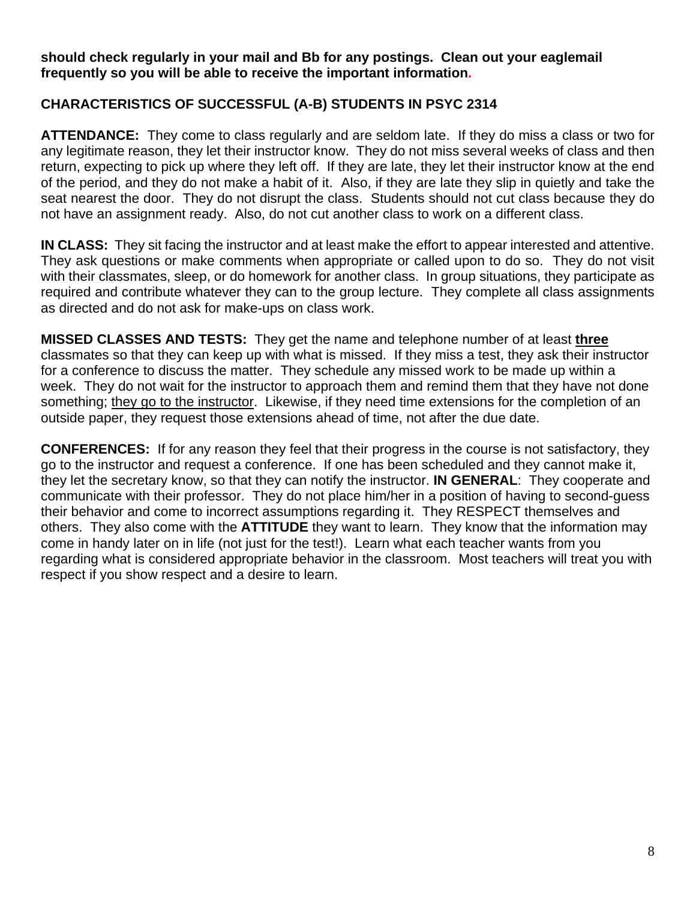**should check regularly in your mail and Bb for any postings. Clean out your eaglemail frequently so you will be able to receive the important information.**

## CHARACTERISTICS OF SUCCESSFUL (A-B) STUDENTS IN PSYC 2314

**ATTENDANCE:** They come to class regularly and are seldom late. If they do miss a class or two for any legitimate reason, they let their instructor know. They do not miss several weeks of class and then return, expecting to pick up where they left off. If they are late, they let their instructor know at the end of the period, and they do not make a habit of it. Also, if they are late they slip in quietly and take the seat nearest the door. They do not disrupt the class. Students should not cut class because they do not have an assignment ready. Also, do not cut another class to work on a different class.

**IN CLASS:** They sit facing the instructor and at least make the effort to appear interested and attentive. They ask questions or make comments when appropriate or called upon to do so. They do not visit with their classmates, sleep, or do homework for another class. In group situations, they participate as required and contribute whatever they can to the group lecture. They complete all class assignments as directed and do not ask for make-ups on class work.

**MISSED CLASSES AND TESTS:** They get the name and telephone number of at least **<u>three</u>** classmates so that they can keep up with what is missed. If they miss a test, they ask their instructor for a conference to discuss the matter. They schedule any missed work to be made up within a week. They do not wait for the instructor to approach them and remind them that they have not done something; <u>they go to the instructor</u>. Likewise, if they need time extensions for the completion of an outside paper, they request those extensions ahead of time, not after the due date.

**CONFERENCES:** If for any reason they feel that their progress in the course is not satisfactory, they go to the instructor and request a conference. If one has been scheduled and they cannot make it, they let the secretary know, so that they can notify the instructor. **IN GENERAL**: They cooperate and communicate with their professor. They do not place him/her in a position of having to second-guess their behavior and come to incorrect assumptions regarding it. They RESPECT themselves and others. They also come with the **ATTITUDE** they want to learn. They know that the information may come in handy later on in life (not just for the test!). Learn what each teacher wants from you regarding what is considered appropriate behavior in the classroom. Most teachers will treat you with respect if you show respect and a desire to learn.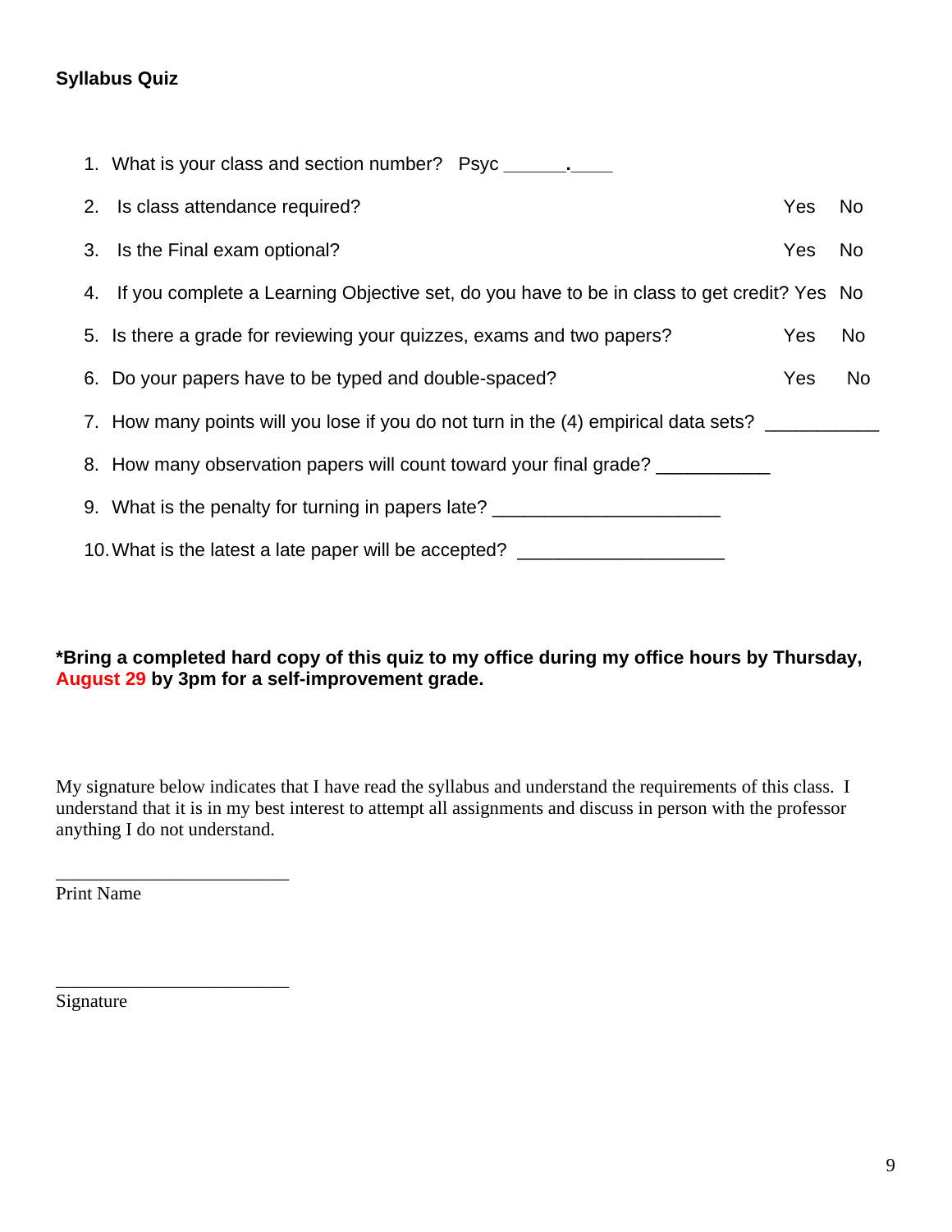**Syllabus Quiz**

1. What is your class and section number? Psyc ______.____
2. Is class attendance required? Yes No
3. Is the Final exam optional? Yes No
4. If you complete a Learning Objective set, do you have to be in class to get credit? Yes No
5. Is there a grade for reviewing your quizzes, exams and two papers? Yes No
6. Do your papers have to be typed and double-spaced? Yes No
7. How many points will you lose if you do not turn in the (4) empirical data sets? ___________
8. How many observation papers will count toward your final grade? ___________
9. What is the penalty for turning in papers late? ______________________
10. What is the latest a late paper will be accepted? ____________________

**\*Bring a completed hard copy of this quiz to my office during my office hours by Thursday, August 29 by 3pm for a self-improvement grade.**

My signature below indicates that I have read the syllabus and understand the requirements of this class. I understand that it is in my best interest to attempt all assignments and discuss in person with the professor anything I do not understand.

_________________________
Print Name

_________________________
Signature